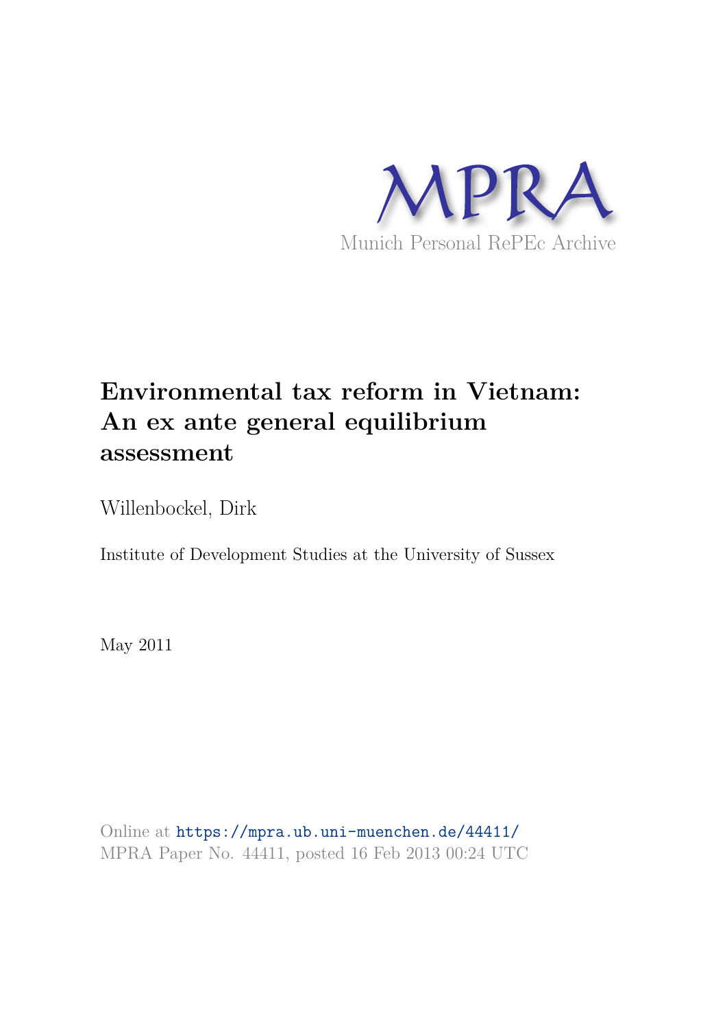MPRA

Munich Personal RePEc Archive

# Environmental tax reform in Vietnam: An ex ante general equilibrium assessment

Willenbockel, Dirk

Institute of Development Studies at the University of Sussex

May 2011

Online at https://mpra.ub.uni-muenchen.de/44411/
MPRA Paper No. 44411, posted 16 Feb 2013 00:24 UTC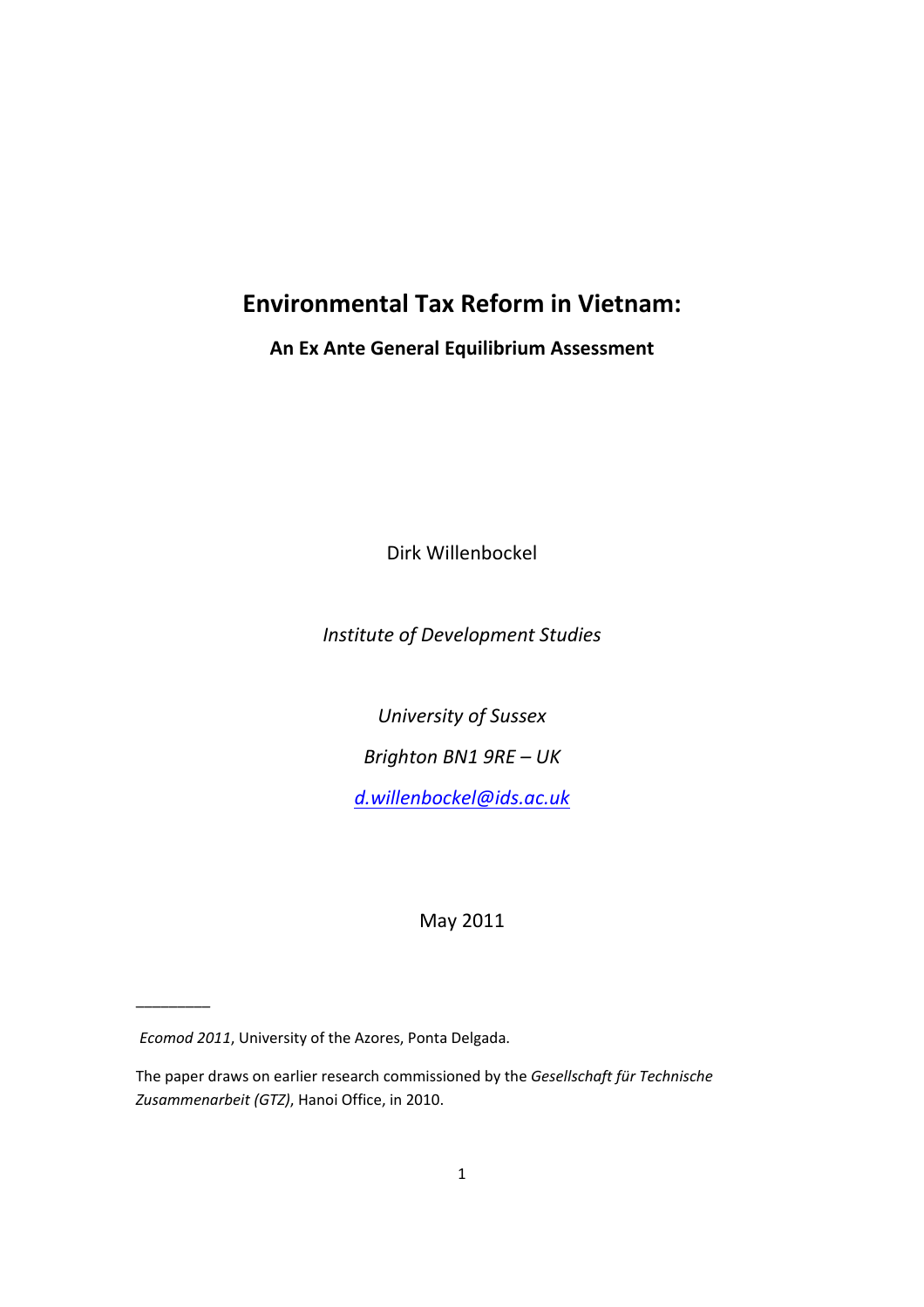# Environmental Tax Reform in Vietnam:

**An Ex Ante General Equilibrium Assessment**

Dirk Willenbockel

*Institute of Development Studies*

*University of Sussex*

*Brighton BN1 9RE – UK*

*d.willenbockel@ids.ac.uk*

May 2011

---

*Ecomod 2011*, University of the Azores, Ponta Delgada.

The paper draws on earlier research commissioned by the *Gesellschaft für Technische Zusammenarbeit (GTZ)*, Hanoi Office, in 2010.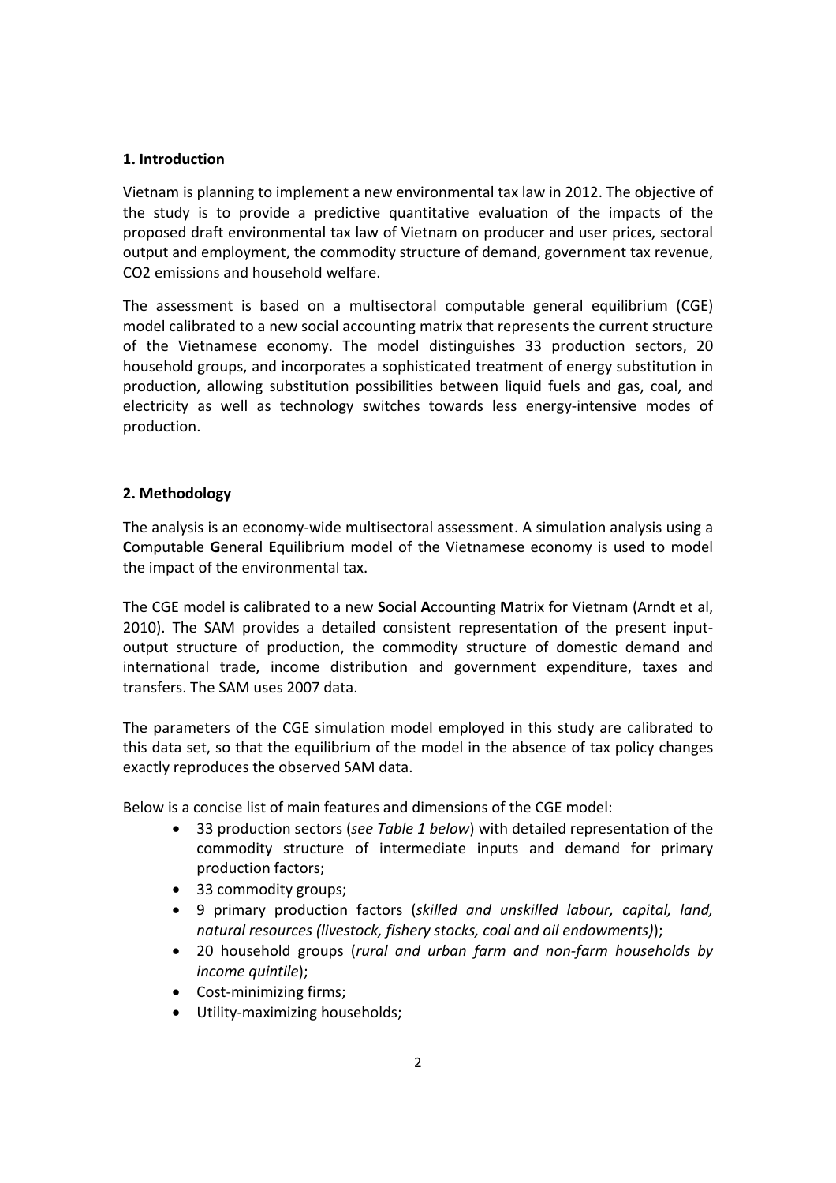## 1. Introduction

Vietnam is planning to implement a new environmental tax law in 2012. The objective of the study is to provide a predictive quantitative evaluation of the impacts of the proposed draft environmental tax law of Vietnam on producer and user prices, sectoral output and employment, the commodity structure of demand, government tax revenue, $CO_2$ emissions and household welfare.

The assessment is based on a multisectoral computable general equilibrium (CGE) model calibrated to a new social accounting matrix that represents the current structure of the Vietnamese economy. The model distinguishes 33 production sectors, 20 household groups, and incorporates a sophisticated treatment of energy substitution in production, allowing substitution possibilities between liquid fuels and gas, coal, and electricity as well as technology switches towards less energy-intensive modes of production.

## 2. Methodology

The analysis is an economy-wide multisectoral assessment. A simulation analysis using a **C**omputable **G**eneral **E**quilibrium model of the Vietnamese economy is used to model the impact of the environmental tax.

The CGE model is calibrated to a new **S**ocial **A**ccounting **M**atrix for Vietnam (Arndt et al, 2010). The SAM provides a detailed consistent representation of the present input-output structure of production, the commodity structure of domestic demand and international trade, income distribution and government expenditure, taxes and transfers. The SAM uses 2007 data.

The parameters of the CGE simulation model employed in this study are calibrated to this data set, so that the equilibrium of the model in the absence of tax policy changes exactly reproduces the observed SAM data.

Below is a concise list of main features and dimensions of the CGE model:

- 33 production sectors (*see Table 1 below*) with detailed representation of the commodity structure of intermediate inputs and demand for primary production factors;
- 33 commodity groups;
- 9 primary production factors (*skilled and unskilled labour, capital, land, natural resources (livestock, fishery stocks, coal and oil endowments)*);
- 20 household groups (*rural and urban farm and non-farm households by income quintile*);
- Cost-minimizing firms;
- Utility-maximizing households;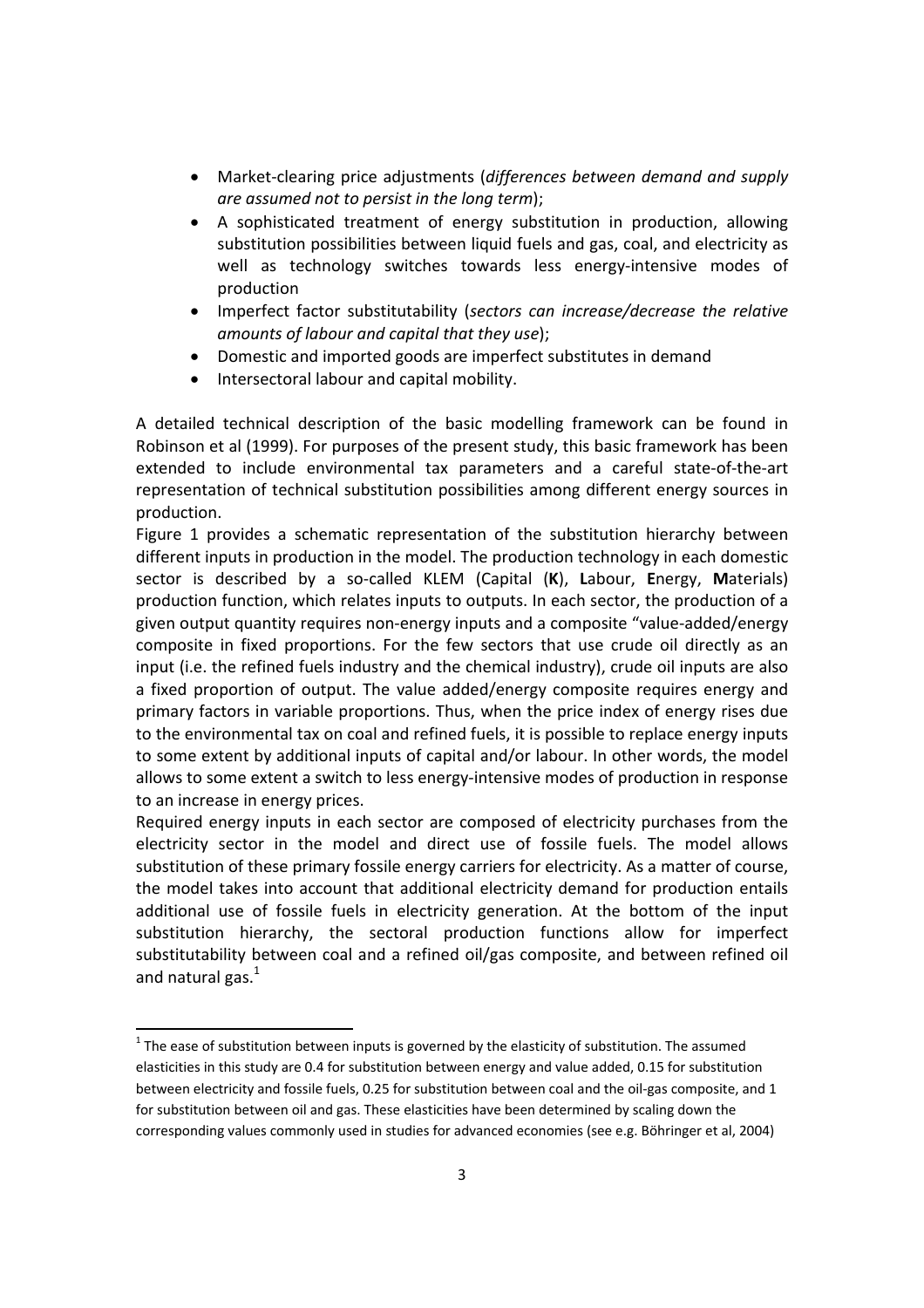- Market-clearing price adjustments (*differences between demand and supply are assumed not to persist in the long term*);
- A sophisticated treatment of energy substitution in production, allowing substitution possibilities between liquid fuels and gas, coal, and electricity as well as technology switches towards less energy-intensive modes of production
- Imperfect factor substitutability (*sectors can increase/decrease the relative amounts of labour and capital that they use*);
- Domestic and imported goods are imperfect substitutes in demand
- Intersectoral labour and capital mobility.

A detailed technical description of the basic modelling framework can be found in Robinson et al (1999). For purposes of the present study, this basic framework has been extended to include environmental tax parameters and a careful state-of-the-art representation of technical substitution possibilities among different energy sources in production.

Figure 1 provides a schematic representation of the substitution hierarchy between different inputs in production in the model. The production technology in each domestic sector is described by a so-called KLEM (Capital (**K**), **L**abour, **E**nergy, **M**aterials) production function, which relates inputs to outputs. In each sector, the production of a given output quantity requires non-energy inputs and a composite "value-added/energy composite in fixed proportions. For the few sectors that use crude oil directly as an input (i.e. the refined fuels industry and the chemical industry), crude oil inputs are also a fixed proportion of output. The value added/energy composite requires energy and primary factors in variable proportions. Thus, when the price index of energy rises due to the environmental tax on coal and refined fuels, it is possible to replace energy inputs to some extent by additional inputs of capital and/or labour. In other words, the model allows to some extent a switch to less energy-intensive modes of production in response to an increase in energy prices.

Required energy inputs in each sector are composed of electricity purchases from the electricity sector in the model and direct use of fossile fuels. The model allows substitution of these primary fossile energy carriers for electricity. As a matter of course, the model takes into account that additional electricity demand for production entails additional use of fossile fuels in electricity generation. At the bottom of the input substitution hierarchy, the sectoral production functions allow for imperfect substitutability between coal and a refined oil/gas composite, and between refined oil and natural gas.[1]

[1] The ease of substitution between inputs is governed by the elasticity of substitution. The assumed elasticities in this study are 0.4 for substitution between energy and value added, 0.15 for substitution between electricity and fossile fuels, 0.25 for substitution between coal and the oil-gas composite, and 1 for substitution between oil and gas. These elasticities have been determined by scaling down the corresponding values commonly used in studies for advanced economies (see e.g. Böhringer et al, 2004)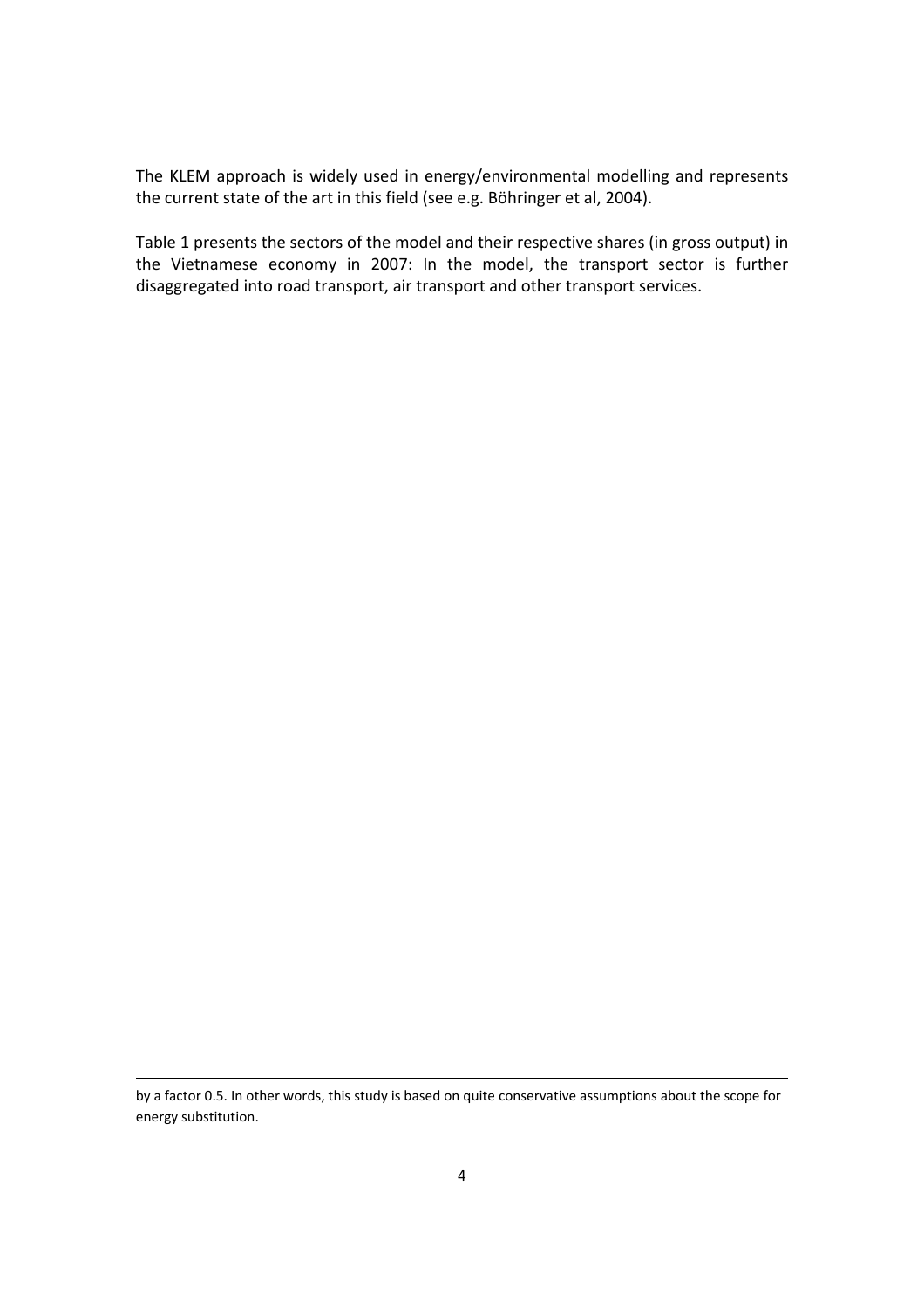The KLEM approach is widely used in energy/environmental modelling and represents the current state of the art in this field (see e.g. Böhringer et al, 2004).

Table 1 presents the sectors of the model and their respective shares (in gross output) in the Vietnamese economy in 2007: In the model, the transport sector is further disaggregated into road transport, air transport and other transport services.

---

by a factor 0.5. In other words, this study is based on quite conservative assumptions about the scope for energy substitution.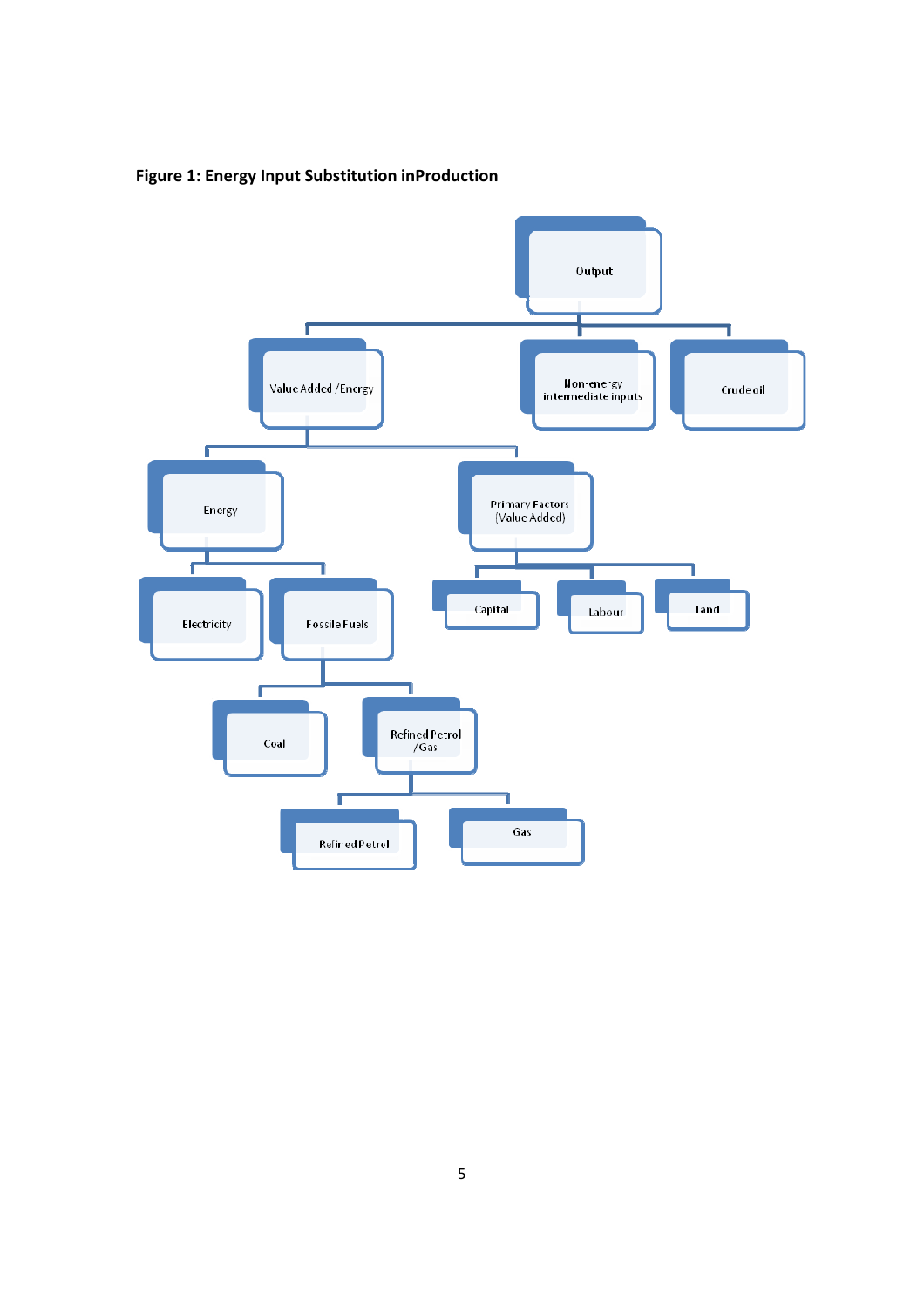**Figure 1: Energy Input Substitution inProduction**

- Output
  - Value Added /Energy
    - Energy
      - Electricity
      - Fossile Fuels
        - Coal
        - Refined Petrol /Gas
          - Refined Petrol
          - Gas
    - Primary Factors (Value Added)
      - Capital
      - Labour
      - Land
  - Non-energy intermediate inputs
  - Crude oil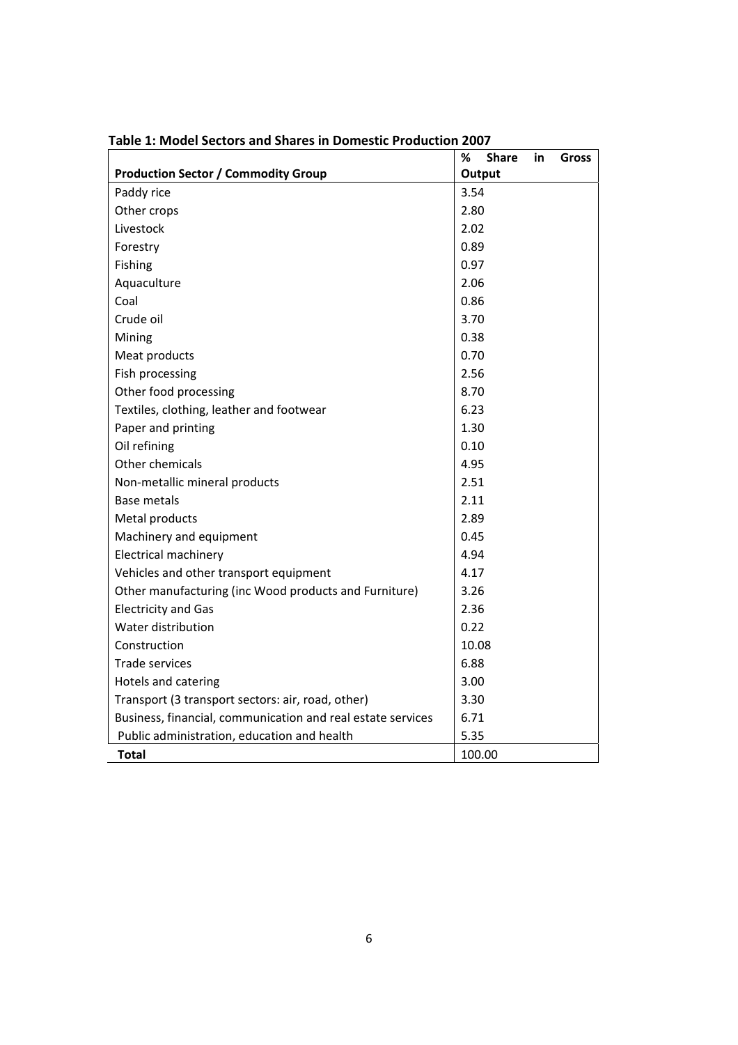**Table 1: Model Sectors and Shares in Domestic Production 2007**

| Production Sector / Commodity Group | % Share in Gross Output |
|---|---|
| Paddy rice | 3.54 |
| Other crops | 2.80 |
| Livestock | 2.02 |
| Forestry | 0.89 |
| Fishing | 0.97 |
| Aquaculture | 2.06 |
| Coal | 0.86 |
| Crude oil | 3.70 |
| Mining | 0.38 |
| Meat products | 0.70 |
| Fish processing | 2.56 |
| Other food processing | 8.70 |
| Textiles, clothing, leather and footwear | 6.23 |
| Paper and printing | 1.30 |
| Oil refining | 0.10 |
| Other chemicals | 4.95 |
| Non-metallic mineral products | 2.51 |
| Base metals | 2.11 |
| Metal products | 2.89 |
| Machinery and equipment | 0.45 |
| Electrical machinery | 4.94 |
| Vehicles and other transport equipment | 4.17 |
| Other manufacturing (inc Wood products and Furniture) | 3.26 |
| Electricity and Gas | 2.36 |
| Water distribution | 0.22 |
| Construction | 10.08 |
| Trade services | 6.88 |
| Hotels and catering | 3.00 |
| Transport (3 transport sectors: air, road, other) | 3.30 |
| Business, financial, communication and real estate services | 6.71 |
| Public administration, education and health | 5.35 |
| **Total** | 100.00 |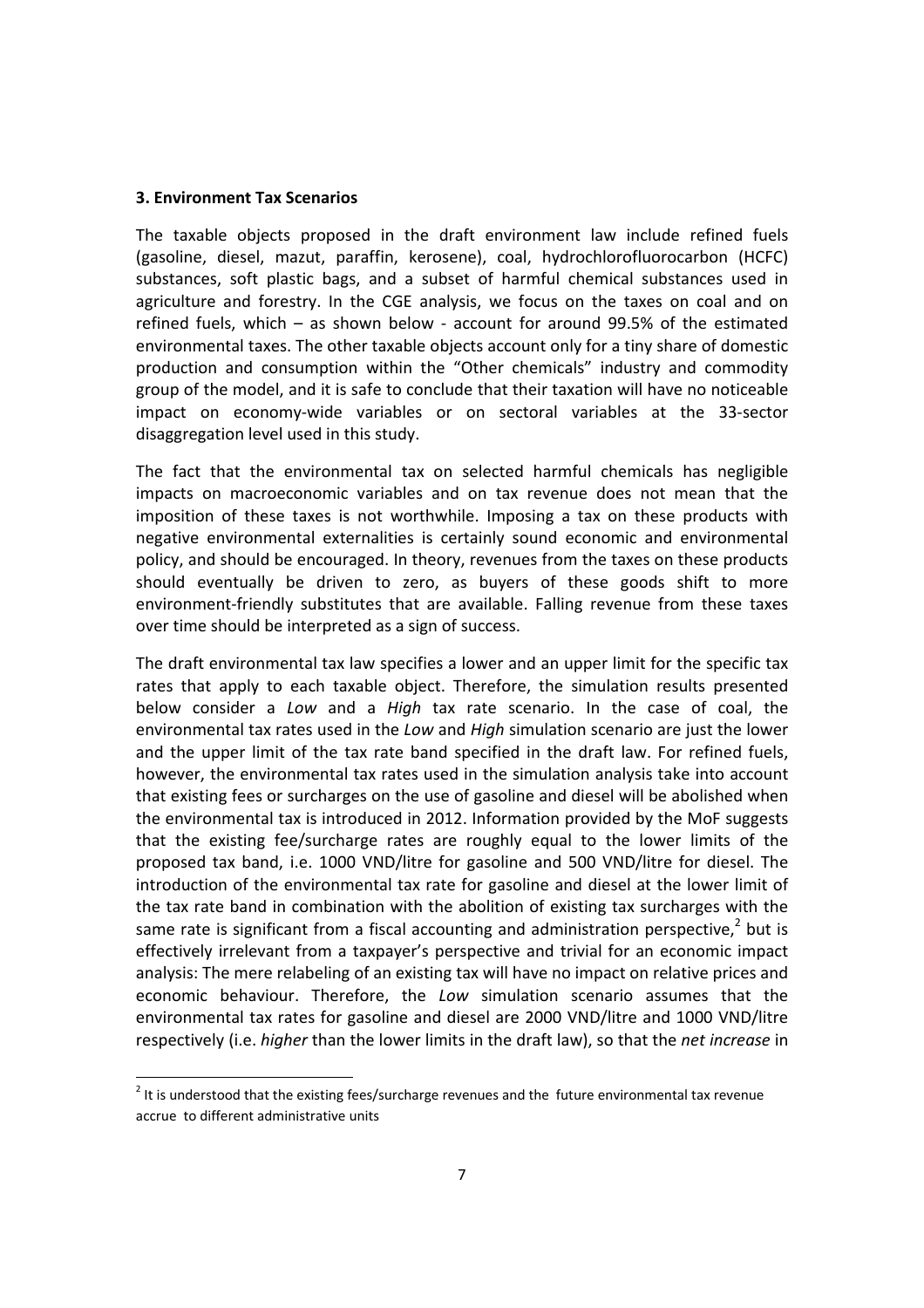### 3. Environment Tax Scenarios

The taxable objects proposed in the draft environment law include refined fuels (gasoline, diesel, mazut, paraffin, kerosene), coal, hydrochlorofluorocarbon (HCFC) substances, soft plastic bags, and a subset of harmful chemical substances used in agriculture and forestry. In the CGE analysis, we focus on the taxes on coal and on refined fuels, which – as shown below - account for around 99.5% of the estimated environmental taxes. The other taxable objects account only for a tiny share of domestic production and consumption within the "Other chemicals" industry and commodity group of the model, and it is safe to conclude that their taxation will have no noticeable impact on economy-wide variables or on sectoral variables at the 33-sector disaggregation level used in this study.

The fact that the environmental tax on selected harmful chemicals has negligible impacts on macroeconomic variables and on tax revenue does not mean that the imposition of these taxes is not worthwhile. Imposing a tax on these products with negative environmental externalities is certainly sound economic and environmental policy, and should be encouraged. In theory, revenues from the taxes on these products should eventually be driven to zero, as buyers of these goods shift to more environment-friendly substitutes that are available. Falling revenue from these taxes over time should be interpreted as a sign of success.

The draft environmental tax law specifies a lower and an upper limit for the specific tax rates that apply to each taxable object. Therefore, the simulation results presented below consider a *Low* and a *High* tax rate scenario. In the case of coal, the environmental tax rates used in the *Low* and *High* simulation scenario are just the lower and the upper limit of the tax rate band specified in the draft law. For refined fuels, however, the environmental tax rates used in the simulation analysis take into account that existing fees or surcharges on the use of gasoline and diesel will be abolished when the environmental tax is introduced in 2012. Information provided by the MoF suggests that the existing fee/surcharge rates are roughly equal to the lower limits of the proposed tax band, i.e. 1000 VND/litre for gasoline and 500 VND/litre for diesel. The introduction of the environmental tax rate for gasoline and diesel at the lower limit of the tax rate band in combination with the abolition of existing tax surcharges with the same rate is significant from a fiscal accounting and administration perspective,[2] but is effectively irrelevant from a taxpayer's perspective and trivial for an economic impact analysis: The mere relabeling of an existing tax will have no impact on relative prices and economic behaviour. Therefore, the *Low* simulation scenario assumes that the environmental tax rates for gasoline and diesel are 2000 VND/litre and 1000 VND/litre respectively (i.e. *higher* than the lower limits in the draft law), so that the *net increase* in

[2] It is understood that the existing fees/surcharge revenues and the future environmental tax revenue accrue to different administrative units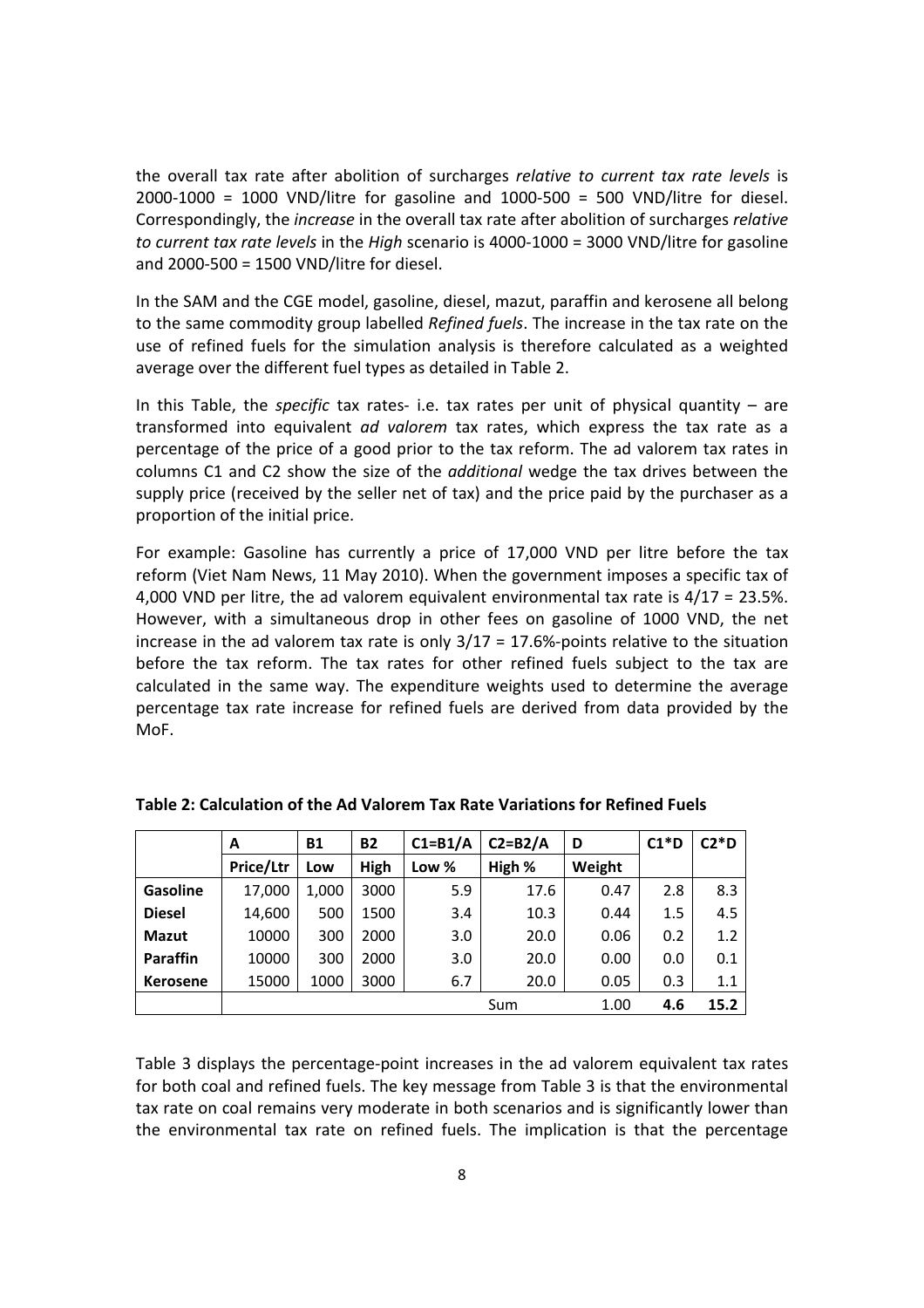the overall tax rate after abolition of surcharges *relative to current tax rate levels* is 2000-1000 = 1000 VND/litre for gasoline and 1000-500 = 500 VND/litre for diesel. Correspondingly, the *increase* in the overall tax rate after abolition of surcharges *relative to current tax rate levels* in the *High* scenario is 4000-1000 = 3000 VND/litre for gasoline and 2000-500 = 1500 VND/litre for diesel.

In the SAM and the CGE model, gasoline, diesel, mazut, paraffin and kerosene all belong to the same commodity group labelled *Refined fuels*. The increase in the tax rate on the use of refined fuels for the simulation analysis is therefore calculated as a weighted average over the different fuel types as detailed in Table 2.

In this Table, the *specific* tax rates- i.e. tax rates per unit of physical quantity – are transformed into equivalent *ad valorem* tax rates, which express the tax rate as a percentage of the price of a good prior to the tax reform. The ad valorem tax rates in columns C1 and C2 show the size of the *additional* wedge the tax drives between the supply price (received by the seller net of tax) and the price paid by the purchaser as a proportion of the initial price.

For example: Gasoline has currently a price of 17,000 VND per litre before the tax reform (Viet Nam News, 11 May 2010). When the government imposes a specific tax of 4,000 VND per litre, the ad valorem equivalent environmental tax rate is 4/17 = 23.5%. However, with a simultaneous drop in other fees on gasoline of 1000 VND, the net increase in the ad valorem tax rate is only 3/17 = 17.6%-points relative to the situation before the tax reform. The tax rates for other refined fuels subject to the tax are calculated in the same way. The expenditure weights used to determine the average percentage tax rate increase for refined fuels are derived from data provided by the MoF.

**Table 2: Calculation of the Ad Valorem Tax Rate Variations for Refined Fuels**

| | A | B1 | B2 | C1=B1/A | C2=B2/A | D | C1*D | C2*D |
|---|---|---|---|---|---|---|---|---|
| | Price/Ltr | Low | High | Low % | High % | Weight | | |
| **Gasoline** | 17,000 | 1,000 | 3000 | 5.9 | 17.6 | 0.47 | 2.8 | 8.3 |
| **Diesel** | 14,600 | 500 | 1500 | 3.4 | 10.3 | 0.44 | 1.5 | 4.5 |
| **Mazut** | 10000 | 300 | 2000 | 3.0 | 20.0 | 0.06 | 0.2 | 1.2 |
| **Paraffin** | 10000 | 300 | 2000 | 3.0 | 20.0 | 0.00 | 0.0 | 0.1 |
| **Kerosene** | 15000 | 1000 | 3000 | 6.7 | 20.0 | 0.05 | 0.3 | 1.1 |
| | | | | | Sum | 1.00 | **4.6** | **15.2** |

Table 3 displays the percentage-point increases in the ad valorem equivalent tax rates for both coal and refined fuels. The key message from Table 3 is that the environmental tax rate on coal remains very moderate in both scenarios and is significantly lower than the environmental tax rate on refined fuels. The implication is that the percentage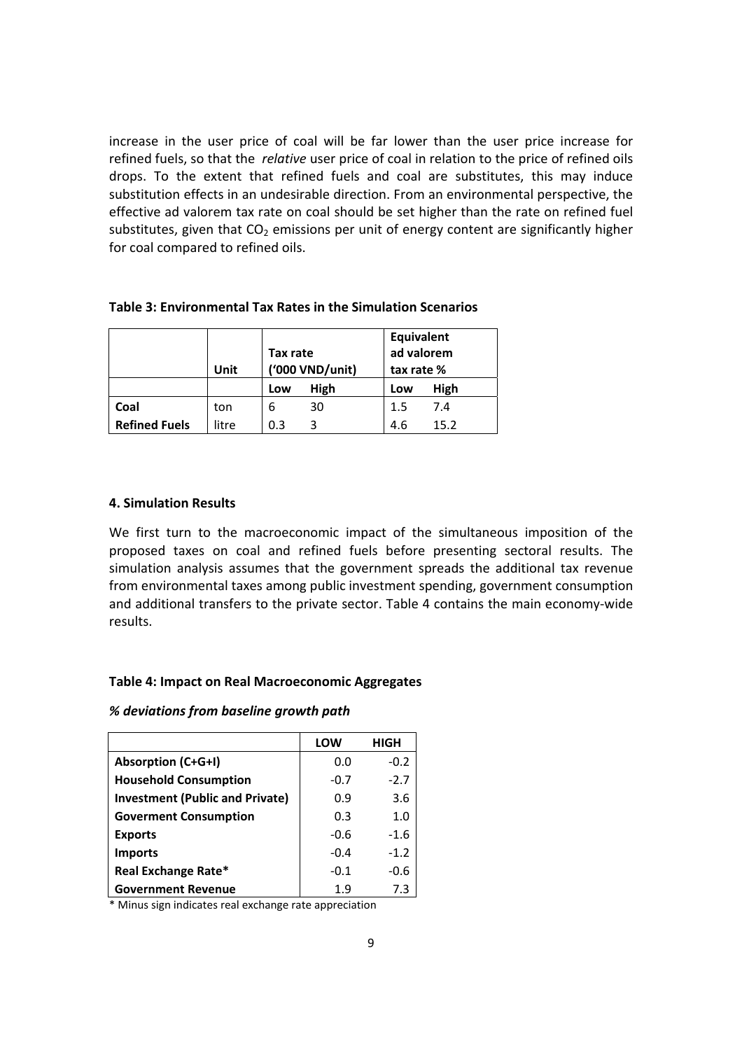increase in the user price of coal will be far lower than the user price increase for refined fuels, so that the *relative* user price of coal in relation to the price of refined oils drops. To the extent that refined fuels and coal are substitutes, this may induce substitution effects in an undesirable direction. From an environmental perspective, the effective ad valorem tax rate on coal should be set higher than the rate on refined fuel substitutes, given that $CO_2$ emissions per unit of energy content are significantly higher for coal compared to refined oils.

**Table 3: Environmental Tax Rates in the Simulation Scenarios**

| | Unit | Tax rate ('000 VND/unit) | | Equivalent ad valorem tax rate % | |
|---|---|---|---|---|---|
| | | Low | High | Low | High |
| **Coal** | ton | 6 | 30 | 1.5 | 7.4 |
| **Refined Fuels** | litre | 0.3 | 3 | 4.6 | 15.2 |

### 4. Simulation Results

We first turn to the macroeconomic impact of the simultaneous imposition of the proposed taxes on coal and refined fuels before presenting sectoral results. The simulation analysis assumes that the government spreads the additional tax revenue from environmental taxes among public investment spending, government consumption and additional transfers to the private sector. Table 4 contains the main economy-wide results.

**Table 4: Impact on Real Macroeconomic Aggregates**

***% deviations from baseline growth path***

| | LOW | HIGH |
|---|---|---|
| **Absorption (C+G+I)** | 0.0 | -0.2 |
| **Household Consumption** | -0.7 | -2.7 |
| **Investment (Public and Private)** | 0.9 | 3.6 |
| **Goverment Consumption** | 0.3 | 1.0 |
| **Exports** | -0.6 | -1.6 |
| **Imports** | -0.4 | -1.2 |
| **Real Exchange Rate*** | -0.1 | -0.6 |
| **Government Revenue** | 1.9 | 7.3 |

* Minus sign indicates real exchange rate appreciation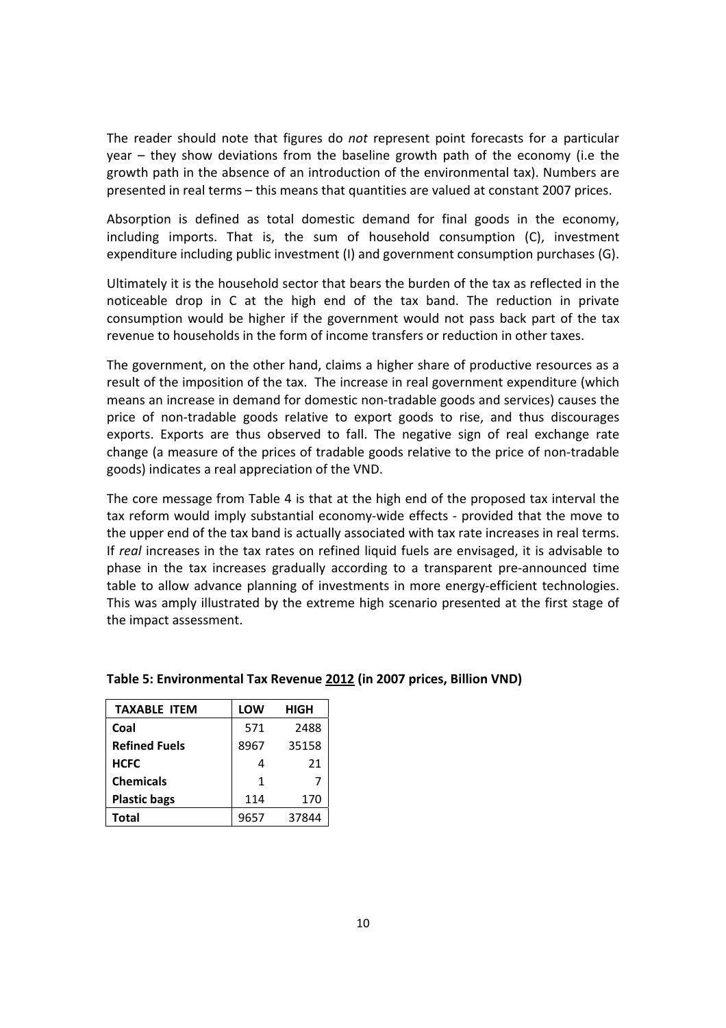The reader should note that figures do *not* represent point forecasts for a particular year – they show deviations from the baseline growth path of the economy (i.e the growth path in the absence of an introduction of the environmental tax). Numbers are presented in real terms – this means that quantities are valued at constant 2007 prices.

Absorption is defined as total domestic demand for final goods in the economy, including imports. That is, the sum of household consumption (C), investment expenditure including public investment (I) and government consumption purchases (G).

Ultimately it is the household sector that bears the burden of the tax as reflected in the noticeable drop in C at the high end of the tax band. The reduction in private consumption would be higher if the government would not pass back part of the tax revenue to households in the form of income transfers or reduction in other taxes.

The government, on the other hand, claims a higher share of productive resources as a result of the imposition of the tax. The increase in real government expenditure (which means an increase in demand for domestic non-tradable goods and services) causes the price of non-tradable goods relative to export goods to rise, and thus discourages exports. Exports are thus observed to fall. The negative sign of real exchange rate change (a measure of the prices of tradable goods relative to the price of non-tradable goods) indicates a real appreciation of the VND.

The core message from Table 4 is that at the high end of the proposed tax interval the tax reform would imply substantial economy-wide effects - provided that the move to the upper end of the tax band is actually associated with tax rate increases in real terms. If *real* increases in the tax rates on refined liquid fuels are envisaged, it is advisable to phase in the tax increases gradually according to a transparent pre-announced time table to allow advance planning of investments in more energy-efficient technologies. This was amply illustrated by the extreme high scenario presented at the first stage of the impact assessment.

**Table 5: Environmental Tax Revenue 2012 (in 2007 prices, Billion VND)**

| TAXABLE ITEM | LOW | HIGH |
|---|---|---|
| **Coal** | 571 | 2488 |
| **Refined Fuels** | 8967 | 35158 |
| **HCFC** | 4 | 21 |
| **Chemicals** | 1 | 7 |
| **Plastic bags** | 114 | 170 |
| **Total** | 9657 | 37844 |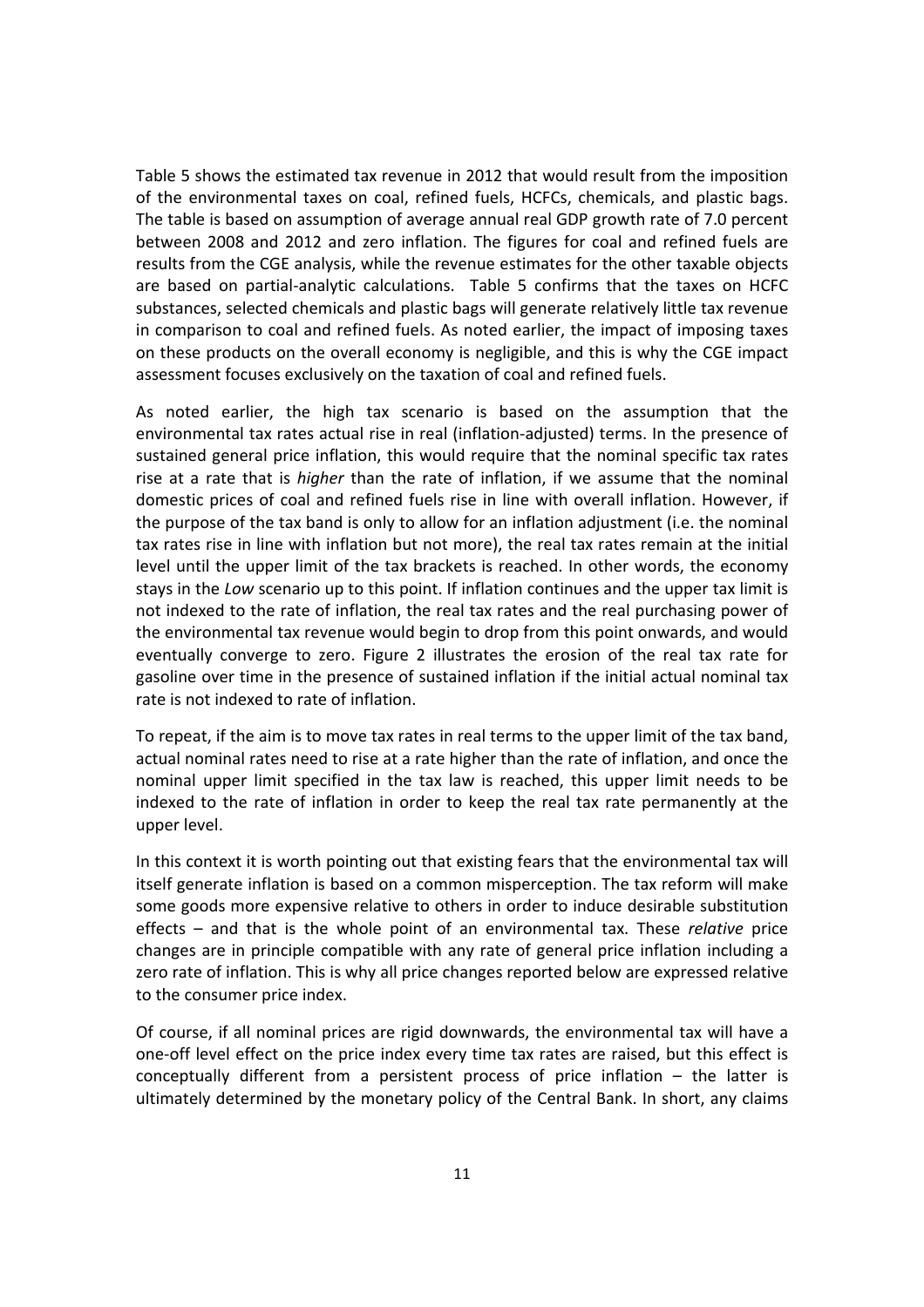Table 5 shows the estimated tax revenue in 2012 that would result from the imposition of the environmental taxes on coal, refined fuels, HCFCs, chemicals, and plastic bags. The table is based on assumption of average annual real GDP growth rate of 7.0 percent between 2008 and 2012 and zero inflation. The figures for coal and refined fuels are results from the CGE analysis, while the revenue estimates for the other taxable objects are based on partial-analytic calculations. Table 5 confirms that the taxes on HCFC substances, selected chemicals and plastic bags will generate relatively little tax revenue in comparison to coal and refined fuels. As noted earlier, the impact of imposing taxes on these products on the overall economy is negligible, and this is why the CGE impact assessment focuses exclusively on the taxation of coal and refined fuels.

As noted earlier, the high tax scenario is based on the assumption that the environmental tax rates actual rise in real (inflation-adjusted) terms. In the presence of sustained general price inflation, this would require that the nominal specific tax rates rise at a rate that is *higher* than the rate of inflation, if we assume that the nominal domestic prices of coal and refined fuels rise in line with overall inflation. However, if the purpose of the tax band is only to allow for an inflation adjustment (i.e. the nominal tax rates rise in line with inflation but not more), the real tax rates remain at the initial level until the upper limit of the tax brackets is reached. In other words, the economy stays in the *Low* scenario up to this point. If inflation continues and the upper tax limit is not indexed to the rate of inflation, the real tax rates and the real purchasing power of the environmental tax revenue would begin to drop from this point onwards, and would eventually converge to zero. Figure 2 illustrates the erosion of the real tax rate for gasoline over time in the presence of sustained inflation if the initial actual nominal tax rate is not indexed to rate of inflation.

To repeat, if the aim is to move tax rates in real terms to the upper limit of the tax band, actual nominal rates need to rise at a rate higher than the rate of inflation, and once the nominal upper limit specified in the tax law is reached, this upper limit needs to be indexed to the rate of inflation in order to keep the real tax rate permanently at the upper level.

In this context it is worth pointing out that existing fears that the environmental tax will itself generate inflation is based on a common misperception. The tax reform will make some goods more expensive relative to others in order to induce desirable substitution effects – and that is the whole point of an environmental tax. These *relative* price changes are in principle compatible with any rate of general price inflation including a zero rate of inflation. This is why all price changes reported below are expressed relative to the consumer price index.

Of course, if all nominal prices are rigid downwards, the environmental tax will have a one-off level effect on the price index every time tax rates are raised, but this effect is conceptually different from a persistent process of price inflation – the latter is ultimately determined by the monetary policy of the Central Bank. In short, any claims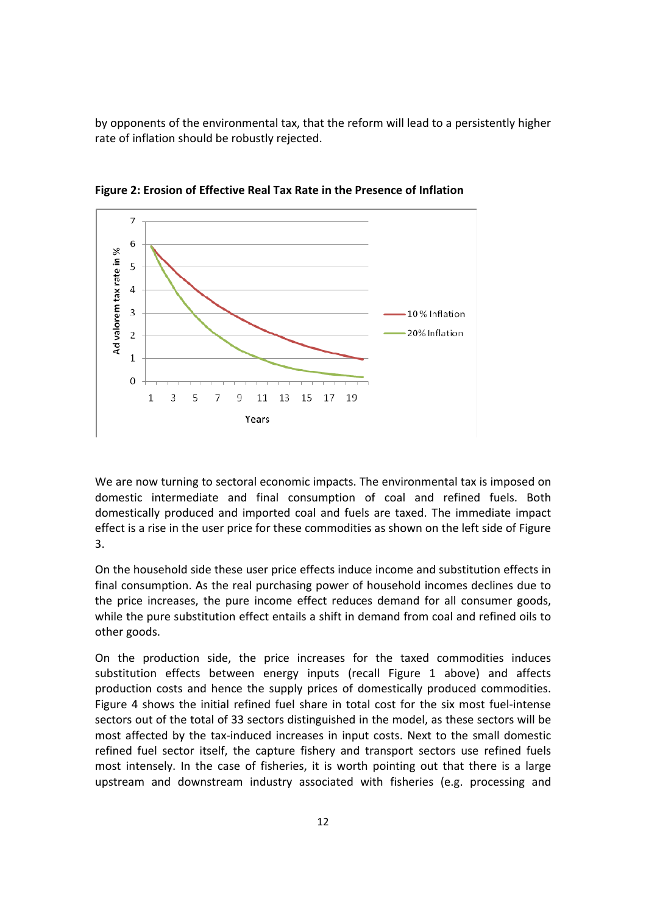by opponents of the environmental tax, that the reform will lead to a persistently higher rate of inflation should be robustly rejected.

**Figure 2: Erosion of Effective Real Tax Rate in the Presence of Inflation**

We are now turning to sectoral economic impacts. The environmental tax is imposed on domestic intermediate and final consumption of coal and refined fuels. Both domestically produced and imported coal and fuels are taxed. The immediate impact effect is a rise in the user price for these commodities as shown on the left side of Figure 3.

On the household side these user price effects induce income and substitution effects in final consumption. As the real purchasing power of household incomes declines due to the price increases, the pure income effect reduces demand for all consumer goods, while the pure substitution effect entails a shift in demand from coal and refined oils to other goods.

On the production side, the price increases for the taxed commodities induces substitution effects between energy inputs (recall Figure 1 above) and affects production costs and hence the supply prices of domestically produced commodities. Figure 4 shows the initial refined fuel share in total cost for the six most fuel-intense sectors out of the total of 33 sectors distinguished in the model, as these sectors will be most affected by the tax-induced increases in input costs. Next to the small domestic refined fuel sector itself, the capture fishery and transport sectors use refined fuels most intensely. In the case of fisheries, it is worth pointing out that there is a large upstream and downstream industry associated with fisheries (e.g. processing and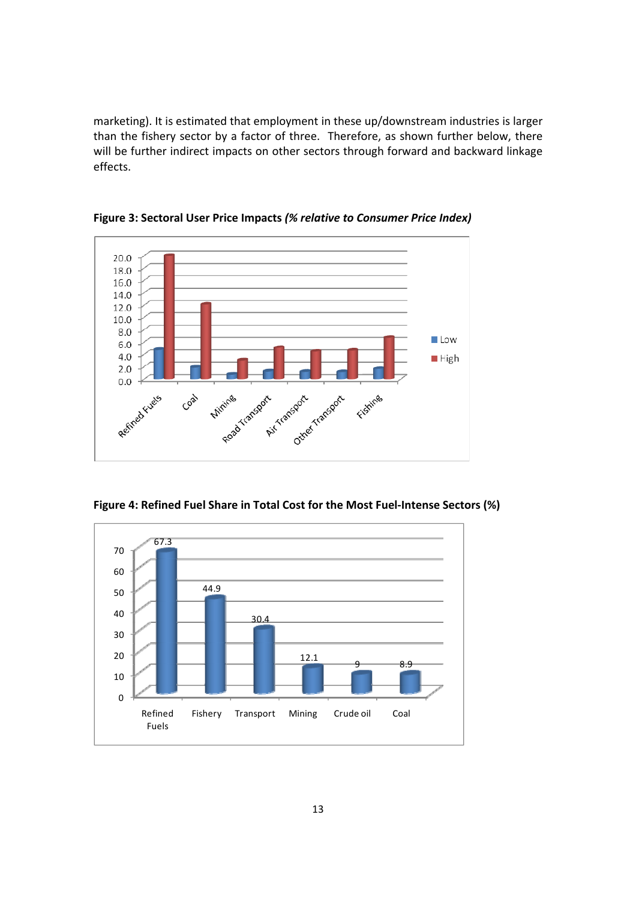marketing). It is estimated that employment in these up/downstream industries is larger than the fishery sector by a factor of three. Therefore, as shown further below, there will be further indirect impacts on other sectors through forward and backward linkage effects.

**Figure 3: Sectoral User Price Impacts** ***(% relative to Consumer Price Index)***

**Figure 4: Refined Fuel Share in Total Cost for the Most Fuel-Intense Sectors (%)**

| Sector | Share (%) |
|---|---|
| Refined Fuels | 67.3 |
| Fishery | 44.9 |
| Transport | 30.4 |
| Mining | 12.1 |
| Crude oil | 9 |
| Coal | 8.9 |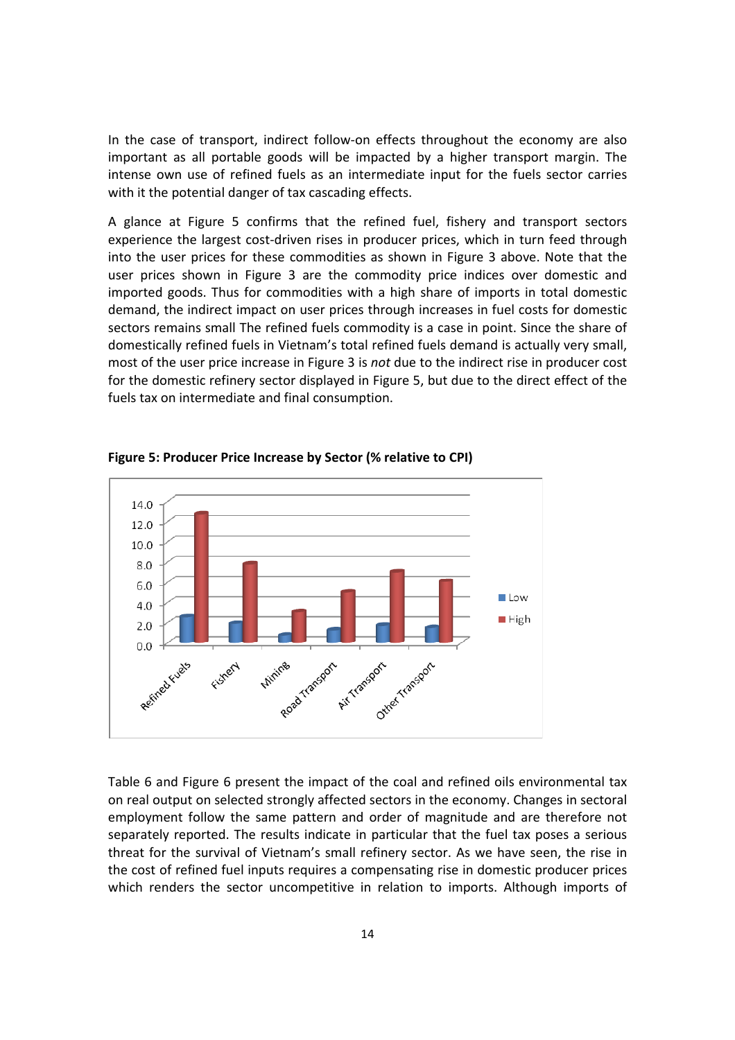In the case of transport, indirect follow-on effects throughout the economy are also important as all portable goods will be impacted by a higher transport margin. The intense own use of refined fuels as an intermediate input for the fuels sector carries with it the potential danger of tax cascading effects.

A glance at Figure 5 confirms that the refined fuel, fishery and transport sectors experience the largest cost-driven rises in producer prices, which in turn feed through into the user prices for these commodities as shown in Figure 3 above. Note that the user prices shown in Figure 3 are the commodity price indices over domestic and imported goods. Thus for commodities with a high share of imports in total domestic demand, the indirect impact on user prices through increases in fuel costs for domestic sectors remains small The refined fuels commodity is a case in point. Since the share of domestically refined fuels in Vietnam's total refined fuels demand is actually very small, most of the user price increase in Figure 3 is *not* due to the indirect rise in producer cost for the domestic refinery sector displayed in Figure 5, but due to the direct effect of the fuels tax on intermediate and final consumption.

**Figure 5: Producer Price Increase by Sector (% relative to CPI)**

Table 6 and Figure 6 present the impact of the coal and refined oils environmental tax on real output on selected strongly affected sectors in the economy. Changes in sectoral employment follow the same pattern and order of magnitude and are therefore not separately reported. The results indicate in particular that the fuel tax poses a serious threat for the survival of Vietnam's small refinery sector. As we have seen, the rise in the cost of refined fuel inputs requires a compensating rise in domestic producer prices which renders the sector uncompetitive in relation to imports. Although imports of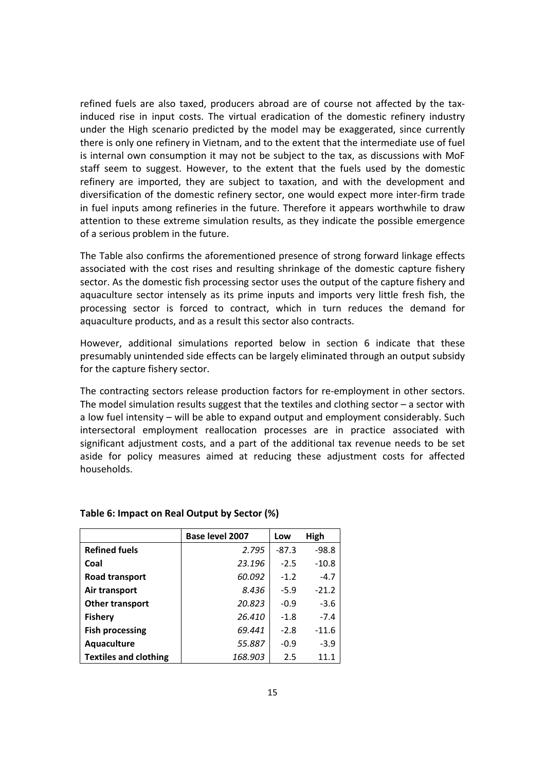refined fuels are also taxed, producers abroad are of course not affected by the tax-induced rise in input costs. The virtual eradication of the domestic refinery industry under the High scenario predicted by the model may be exaggerated, since currently there is only one refinery in Vietnam, and to the extent that the intermediate use of fuel is internal own consumption it may not be subject to the tax, as discussions with MoF staff seem to suggest. However, to the extent that the fuels used by the domestic refinery are imported, they are subject to taxation, and with the development and diversification of the domestic refinery sector, one would expect more inter-firm trade in fuel inputs among refineries in the future. Therefore it appears worthwhile to draw attention to these extreme simulation results, as they indicate the possible emergence of a serious problem in the future.

The Table also confirms the aforementioned presence of strong forward linkage effects associated with the cost rises and resulting shrinkage of the domestic capture fishery sector. As the domestic fish processing sector uses the output of the capture fishery and aquaculture sector intensely as its prime inputs and imports very little fresh fish, the processing sector is forced to contract, which in turn reduces the demand for aquaculture products, and as a result this sector also contracts.

However, additional simulations reported below in section 6 indicate that these presumably unintended side effects can be largely eliminated through an output subsidy for the capture fishery sector.

The contracting sectors release production factors for re-employment in other sectors. The model simulation results suggest that the textiles and clothing sector – a sector with a low fuel intensity – will be able to expand output and employment considerably. Such intersectoral employment reallocation processes are in practice associated with significant adjustment costs, and a part of the additional tax revenue needs to be set aside for policy measures aimed at reducing these adjustment costs for affected households.

**Table 6: Impact on Real Output by Sector (%)**

| | Base level 2007 | Low | High |
|---|---|---|---|
| **Refined fuels** | *2.795* | -87.3 | -98.8 |
| **Coal** | *23.196* | -2.5 | -10.8 |
| **Road transport** | *60.092* | -1.2 | -4.7 |
| **Air transport** | *8.436* | -5.9 | -21.2 |
| **Other transport** | *20.823* | -0.9 | -3.6 |
| **Fishery** | *26.410* | -1.8 | -7.4 |
| **Fish processing** | *69.441* | -2.8 | -11.6 |
| **Aquaculture** | *55.887* | -0.9 | -3.9 |
| **Textiles and clothing** | *168.903* | 2.5 | 11.1 |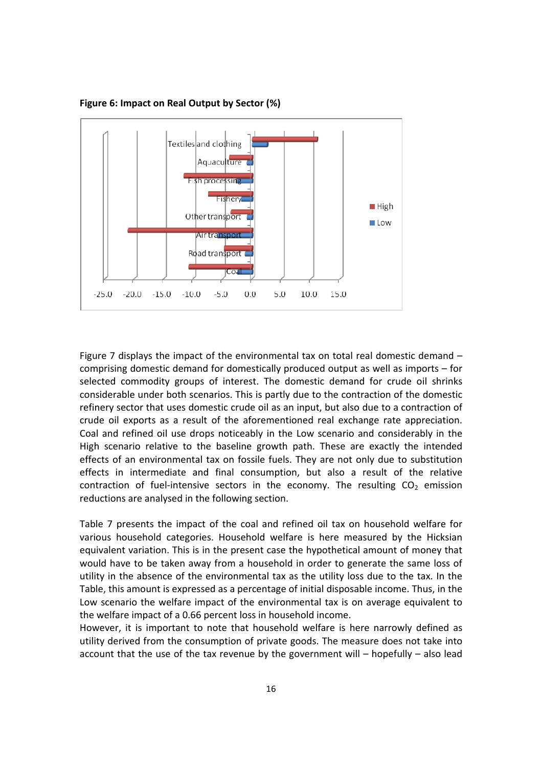**Figure 6: Impact on Real Output by Sector (%)**

Figure 7 displays the impact of the environmental tax on total real domestic demand – comprising domestic demand for domestically produced output as well as imports – for selected commodity groups of interest. The domestic demand for crude oil shrinks considerable under both scenarios. This is partly due to the contraction of the domestic refinery sector that uses domestic crude oil as an input, but also due to a contraction of crude oil exports as a result of the aforementioned real exchange rate appreciation. Coal and refined oil use drops noticeably in the Low scenario and considerably in the High scenario relative to the baseline growth path. These are exactly the intended effects of an environmental tax on fossile fuels. They are not only due to substitution effects in intermediate and final consumption, but also a result of the relative contraction of fuel-intensive sectors in the economy. The resulting $CO_2$ emission reductions are analysed in the following section.

Table 7 presents the impact of the coal and refined oil tax on household welfare for various household categories. Household welfare is here measured by the Hicksian equivalent variation. This is in the present case the hypothetical amount of money that would have to be taken away from a household in order to generate the same loss of utility in the absence of the environmental tax as the utility loss due to the tax. In the Table, this amount is expressed as a percentage of initial disposable income. Thus, in the Low scenario the welfare impact of the environmental tax is on average equivalent to the welfare impact of a 0.66 percent loss in household income.

However, it is important to note that household welfare is here narrowly defined as utility derived from the consumption of private goods. The measure does not take into account that the use of the tax revenue by the government will – hopefully – also lead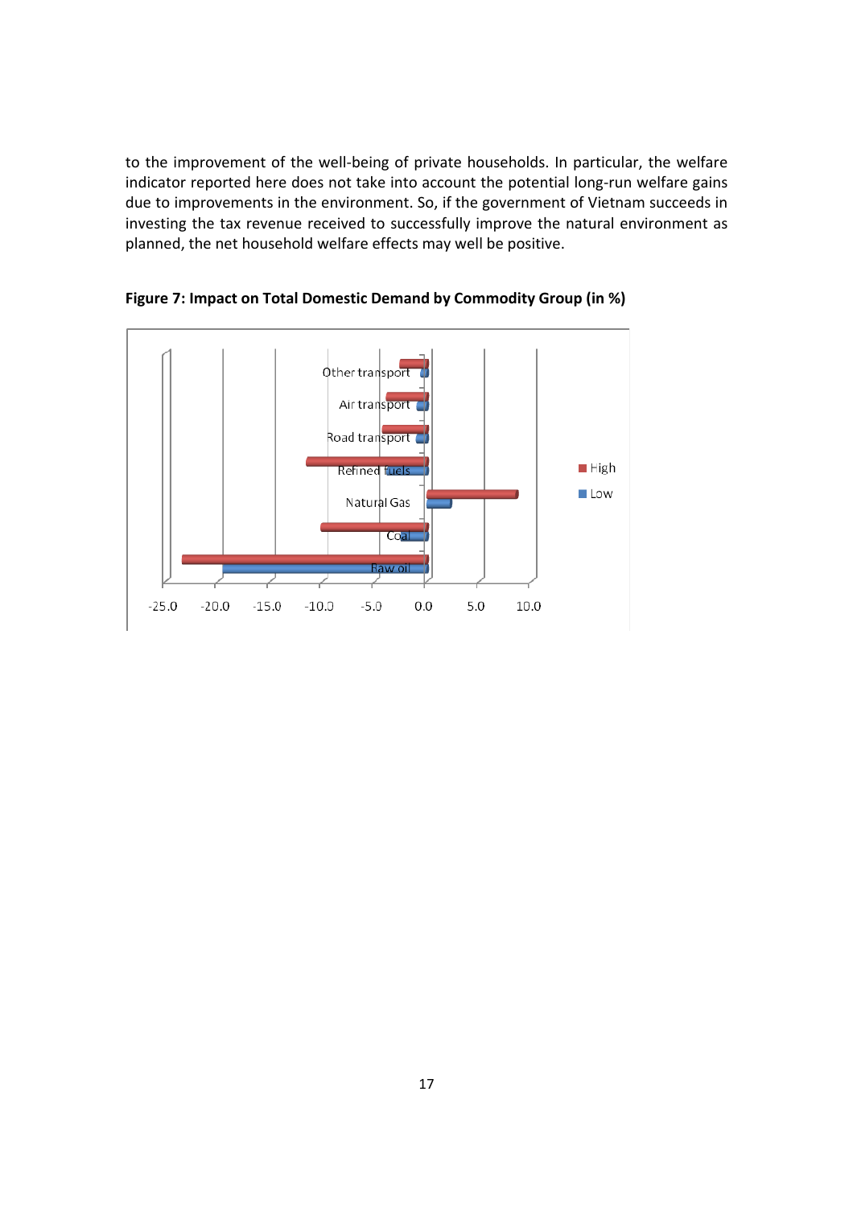to the improvement of the well-being of private households. In particular, the welfare indicator reported here does not take into account the potential long-run welfare gains due to improvements in the environment. So, if the government of Vietnam succeeds in investing the tax revenue received to successfully improve the natural environment as planned, the net household welfare effects may well be positive.

**Figure 7: Impact on Total Domestic Demand by Commodity Group (in %)**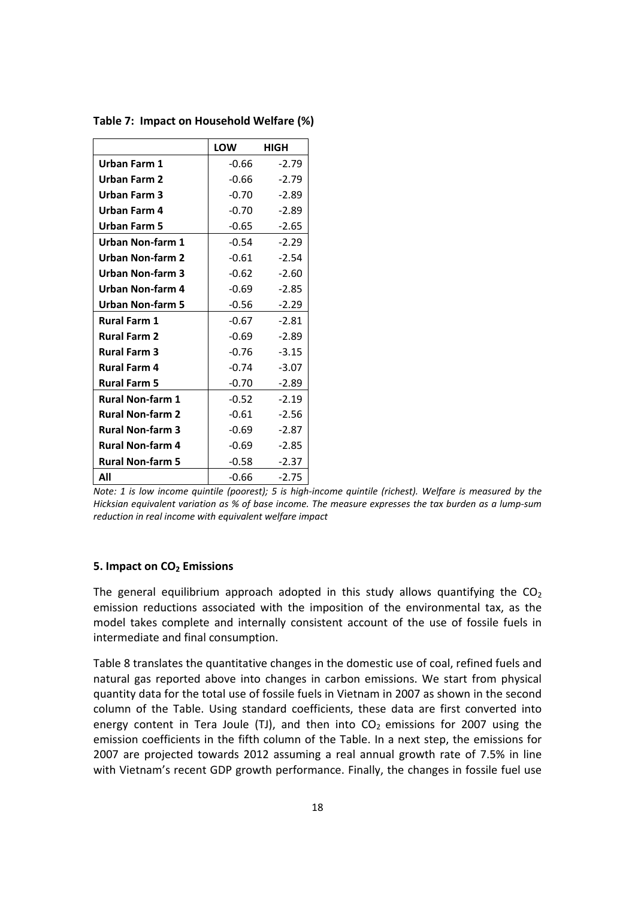**Table 7: Impact on Household Welfare (%)**

| | LOW | HIGH |
|---|---|---|
| **Urban Farm 1** | -0.66 | -2.79 |
| **Urban Farm 2** | -0.66 | -2.79 |
| **Urban Farm 3** | -0.70 | -2.89 |
| **Urban Farm 4** | -0.70 | -2.89 |
| **Urban Farm 5** | -0.65 | -2.65 |
| **Urban Non-farm 1** | -0.54 | -2.29 |
| **Urban Non-farm 2** | -0.61 | -2.54 |
| **Urban Non-farm 3** | -0.62 | -2.60 |
| **Urban Non-farm 4** | -0.69 | -2.85 |
| **Urban Non-farm 5** | -0.56 | -2.29 |
| **Rural Farm 1** | -0.67 | -2.81 |
| **Rural Farm 2** | -0.69 | -2.89 |
| **Rural Farm 3** | -0.76 | -3.15 |
| **Rural Farm 4** | -0.74 | -3.07 |
| **Rural Farm 5** | -0.70 | -2.89 |
| **Rural Non-farm 1** | -0.52 | -2.19 |
| **Rural Non-farm 2** | -0.61 | -2.56 |
| **Rural Non-farm 3** | -0.69 | -2.87 |
| **Rural Non-farm 4** | -0.69 | -2.85 |
| **Rural Non-farm 5** | -0.58 | -2.37 |
| **All** | -0.66 | -2.75 |

*Note: 1 is low income quintile (poorest); 5 is high-income quintile (richest). Welfare is measured by the Hicksian equivalent variation as % of base income. The measure expresses the tax burden as a lump-sum reduction in real income with equivalent welfare impact*

### 5. Impact on $CO_2$ Emissions

The general equilibrium approach adopted in this study allows quantifying the $CO_2$ emission reductions associated with the imposition of the environmental tax, as the model takes complete and internally consistent account of the use of fossile fuels in intermediate and final consumption.

Table 8 translates the quantitative changes in the domestic use of coal, refined fuels and natural gas reported above into changes in carbon emissions. We start from physical quantity data for the total use of fossile fuels in Vietnam in 2007 as shown in the second column of the Table. Using standard coefficients, these data are first converted into energy content in Tera Joule (TJ), and then into $CO_2$ emissions for 2007 using the emission coefficients in the fifth column of the Table. In a next step, the emissions for 2007 are projected towards 2012 assuming a real annual growth rate of 7.5% in line with Vietnam's recent GDP growth performance. Finally, the changes in fossile fuel use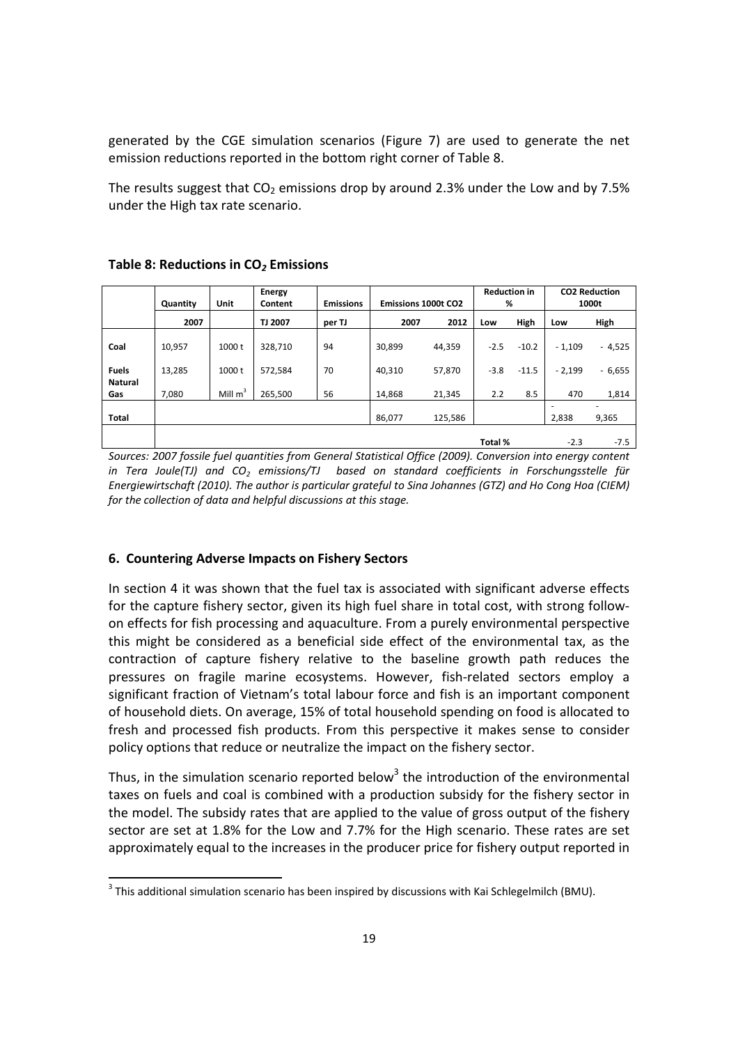generated by the CGE simulation scenarios (Figure 7) are used to generate the net emission reductions reported in the bottom right corner of Table 8.

The results suggest that $CO_2$ emissions drop by around 2.3% under the Low and by 7.5% under the High tax rate scenario.

**Table 8: Reductions in $CO_2$ Emissions**

| | Quantity | Unit | Energy Content | Emissions | Emissions 1000t CO2 | | Reduction in % | | CO2 Reduction 1000t | |
|---|---|---|---|---|---|---|---|---|---|---|
| | 2007 | | TJ 2007 | per TJ | 2007 | 2012 | Low | High | Low | High |
| **Coal** | 10,957 | 1000 t | 328,710 | 94 | 30,899 | 44,359 | -2.5 | -10.2 | - 1,109 | - 4,525 |
| **Fuels** | 13,285 | 1000 t | 572,584 | 70 | 40,310 | 57,870 | -3.8 | -11.5 | - 2,199 | - 6,655 |
| **Natural Gas** | 7,080 | Mill $m^3$ | 265,500 | 56 | 14,868 | 21,345 | 2.2 | 8.5 | 470 | 1,814 |
| **Total** | | | | | 86,077 | 125,586 | | | - 2,838 | - 9,365 |
| | | | | | | | Total % | | -2.3 | -7.5 |

*Sources: 2007 fossile fuel quantities from General Statistical Office (2009). Conversion into energy content in Tera Joule(TJ) and $CO_2$ emissions/TJ based on standard coefficients in Forschungsstelle für Energiewirtschaft (2010). The author is particular grateful to Sina Johannes (GTZ) and Ho Cong Hoa (CIEM) for the collection of data and helpful discussions at this stage.*

## 6. Countering Adverse Impacts on Fishery Sectors

In section 4 it was shown that the fuel tax is associated with significant adverse effects for the capture fishery sector, given its high fuel share in total cost, with strong follow-on effects for fish processing and aquaculture. From a purely environmental perspective this might be considered as a beneficial side effect of the environmental tax, as the contraction of capture fishery relative to the baseline growth path reduces the pressures on fragile marine ecosystems. However, fish-related sectors employ a significant fraction of Vietnam's total labour force and fish is an important component of household diets. On average, 15% of total household spending on food is allocated to fresh and processed fish products. From this perspective it makes sense to consider policy options that reduce or neutralize the impact on the fishery sector.

Thus, in the simulation scenario reported below[3] the introduction of the environmental taxes on fuels and coal is combined with a production subsidy for the fishery sector in the model. The subsidy rates that are applied to the value of gross output of the fishery sector are set at 1.8% for the Low and 7.7% for the High scenario. These rates are set approximately equal to the increases in the producer price for fishery output reported in

[3] This additional simulation scenario has been inspired by discussions with Kai Schlegelmilch (BMU).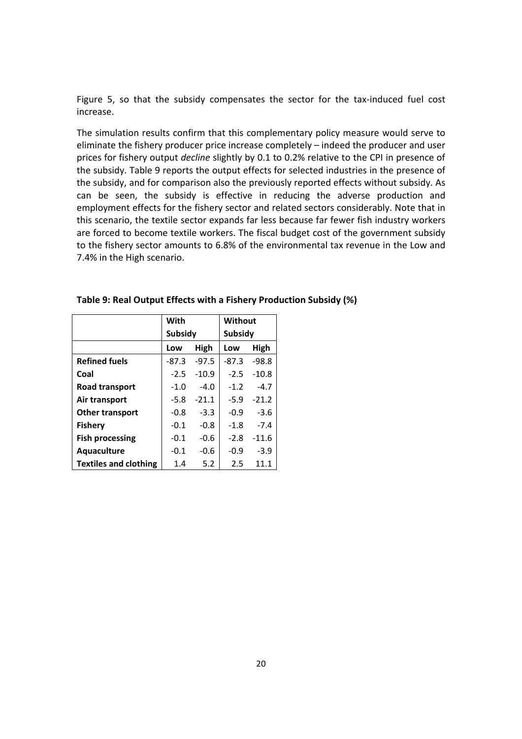Figure 5, so that the subsidy compensates the sector for the tax-induced fuel cost increase.

The simulation results confirm that this complementary policy measure would serve to eliminate the fishery producer price increase completely – indeed the producer and user prices for fishery output *decline* slightly by 0.1 to 0.2% relative to the CPI in presence of the subsidy. Table 9 reports the output effects for selected industries in the presence of the subsidy, and for comparison also the previously reported effects without subsidy. As can be seen, the subsidy is effective in reducing the adverse production and employment effects for the fishery sector and related sectors considerably. Note that in this scenario, the textile sector expands far less because far fewer fish industry workers are forced to become textile workers. The fiscal budget cost of the government subsidy to the fishery sector amounts to 6.8% of the environmental tax revenue in the Low and 7.4% in the High scenario.

**Table 9: Real Output Effects with a Fishery Production Subsidy (%)**

| | **With Subsidy** | | **Without Subsidy** | |
|---|---|---|---|---|
| | **Low** | **High** | **Low** | **High** |
| **Refined fuels** | -87.3 | -97.5 | -87.3 | -98.8 |
| **Coal** | -2.5 | -10.9 | -2.5 | -10.8 |
| **Road transport** | -1.0 | -4.0 | -1.2 | -4.7 |
| **Air transport** | -5.8 | -21.1 | -5.9 | -21.2 |
| **Other transport** | -0.8 | -3.3 | -0.9 | -3.6 |
| **Fishery** | -0.1 | -0.8 | -1.8 | -7.4 |
| **Fish processing** | -0.1 | -0.6 | -2.8 | -11.6 |
| **Aquaculture** | -0.1 | -0.6 | -0.9 | -3.9 |
| **Textiles and clothing** | 1.4 | 5.2 | 2.5 | 11.1 |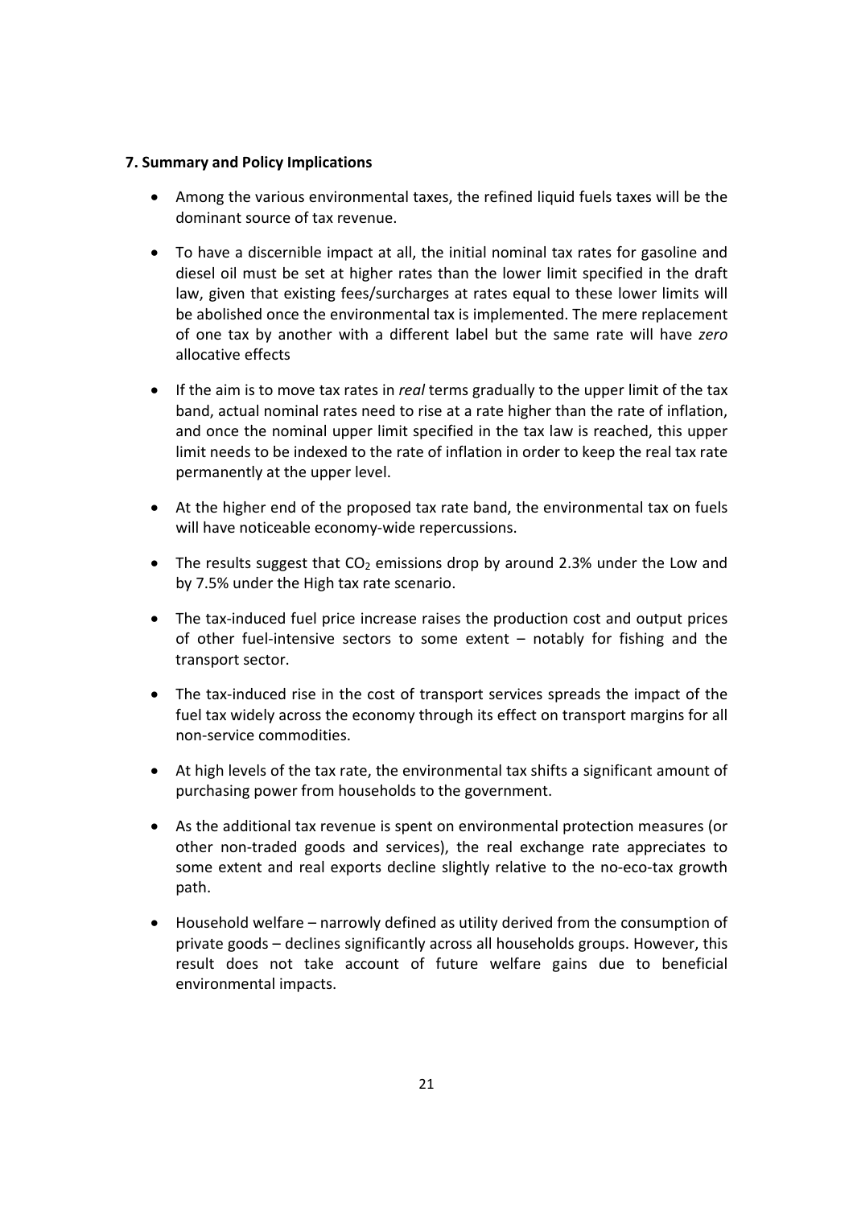**7. Summary and Policy Implications**

- Among the various environmental taxes, the refined liquid fuels taxes will be the dominant source of tax revenue.
- To have a discernible impact at all, the initial nominal tax rates for gasoline and diesel oil must be set at higher rates than the lower limit specified in the draft law, given that existing fees/surcharges at rates equal to these lower limits will be abolished once the environmental tax is implemented. The mere replacement of one tax by another with a different label but the same rate will have *zero* allocative effects
- If the aim is to move tax rates in *real* terms gradually to the upper limit of the tax band, actual nominal rates need to rise at a rate higher than the rate of inflation, and once the nominal upper limit specified in the tax law is reached, this upper limit needs to be indexed to the rate of inflation in order to keep the real tax rate permanently at the upper level.
- At the higher end of the proposed tax rate band, the environmental tax on fuels will have noticeable economy-wide repercussions.
- The results suggest that $CO_2$ emissions drop by around 2.3% under the Low and by 7.5% under the High tax rate scenario.
- The tax-induced fuel price increase raises the production cost and output prices of other fuel-intensive sectors to some extent – notably for fishing and the transport sector.
- The tax-induced rise in the cost of transport services spreads the impact of the fuel tax widely across the economy through its effect on transport margins for all non-service commodities.
- At high levels of the tax rate, the environmental tax shifts a significant amount of purchasing power from households to the government.
- As the additional tax revenue is spent on environmental protection measures (or other non-traded goods and services), the real exchange rate appreciates to some extent and real exports decline slightly relative to the no-eco-tax growth path.
- Household welfare – narrowly defined as utility derived from the consumption of private goods – declines significantly across all households groups. However, this result does not take account of future welfare gains due to beneficial environmental impacts.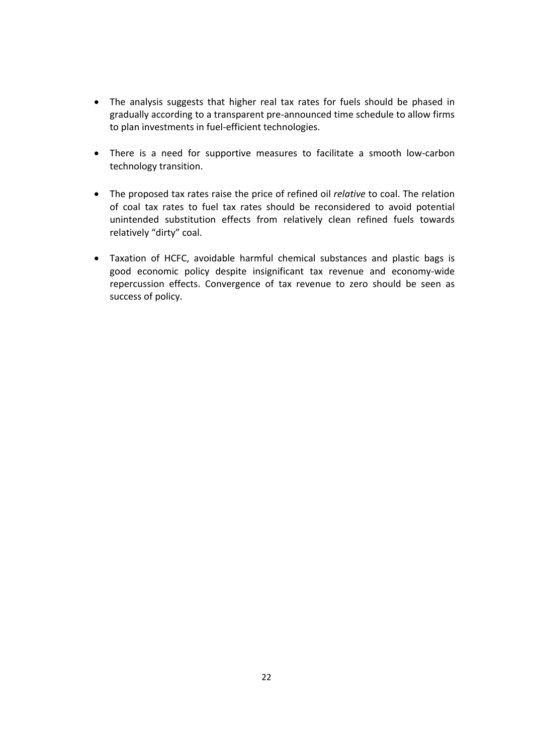- The analysis suggests that higher real tax rates for fuels should be phased in gradually according to a transparent pre-announced time schedule to allow firms to plan investments in fuel-efficient technologies.

- There is a need for supportive measures to facilitate a smooth low-carbon technology transition.

- The proposed tax rates raise the price of refined oil *relative* to coal. The relation of coal tax rates to fuel tax rates should be reconsidered to avoid potential unintended substitution effects from relatively clean refined fuels towards relatively "dirty" coal.

- Taxation of HCFC, avoidable harmful chemical substances and plastic bags is good economic policy despite insignificant tax revenue and economy-wide repercussion effects. Convergence of tax revenue to zero should be seen as success of policy.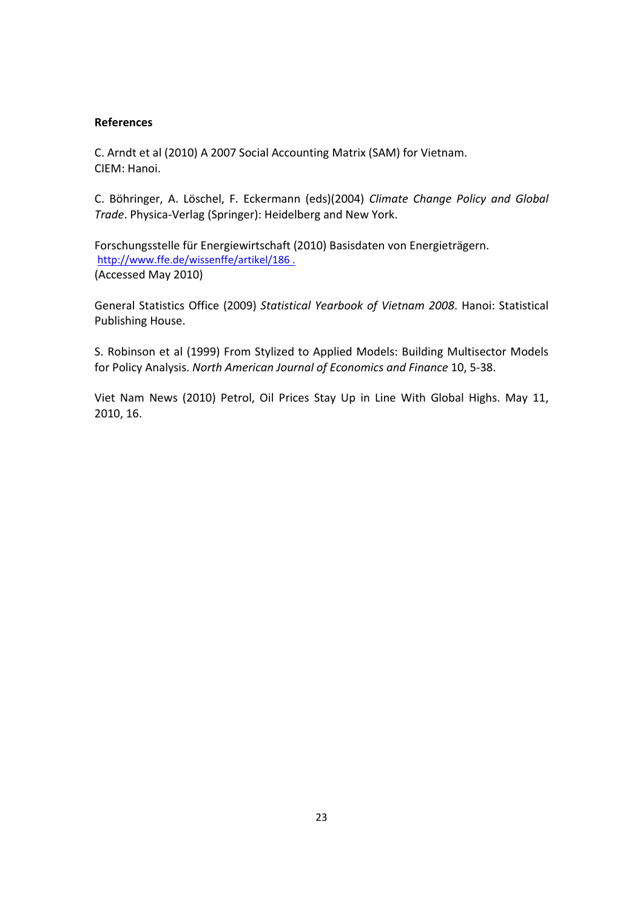**References**

C. Arndt et al (2010) A 2007 Social Accounting Matrix (SAM) for Vietnam. CIEM: Hanoi.

C. Böhringer, A. Löschel, F. Eckermann (eds)(2004) *Climate Change Policy and Global Trade*. Physica-Verlag (Springer): Heidelberg and New York.

Forschungsstelle für Energiewirtschaft (2010) Basisdaten von Energieträgern. http://www.ffe.de/wissenffe/artikel/186 . (Accessed May 2010)

General Statistics Office (2009) *Statistical Yearbook of Vietnam 2008*. Hanoi: Statistical Publishing House.

S. Robinson et al (1999) From Stylized to Applied Models: Building Multisector Models for Policy Analysis. *North American Journal of Economics and Finance* 10, 5-38.

Viet Nam News (2010) Petrol, Oil Prices Stay Up in Line With Global Highs. May 11, 2010, 16.